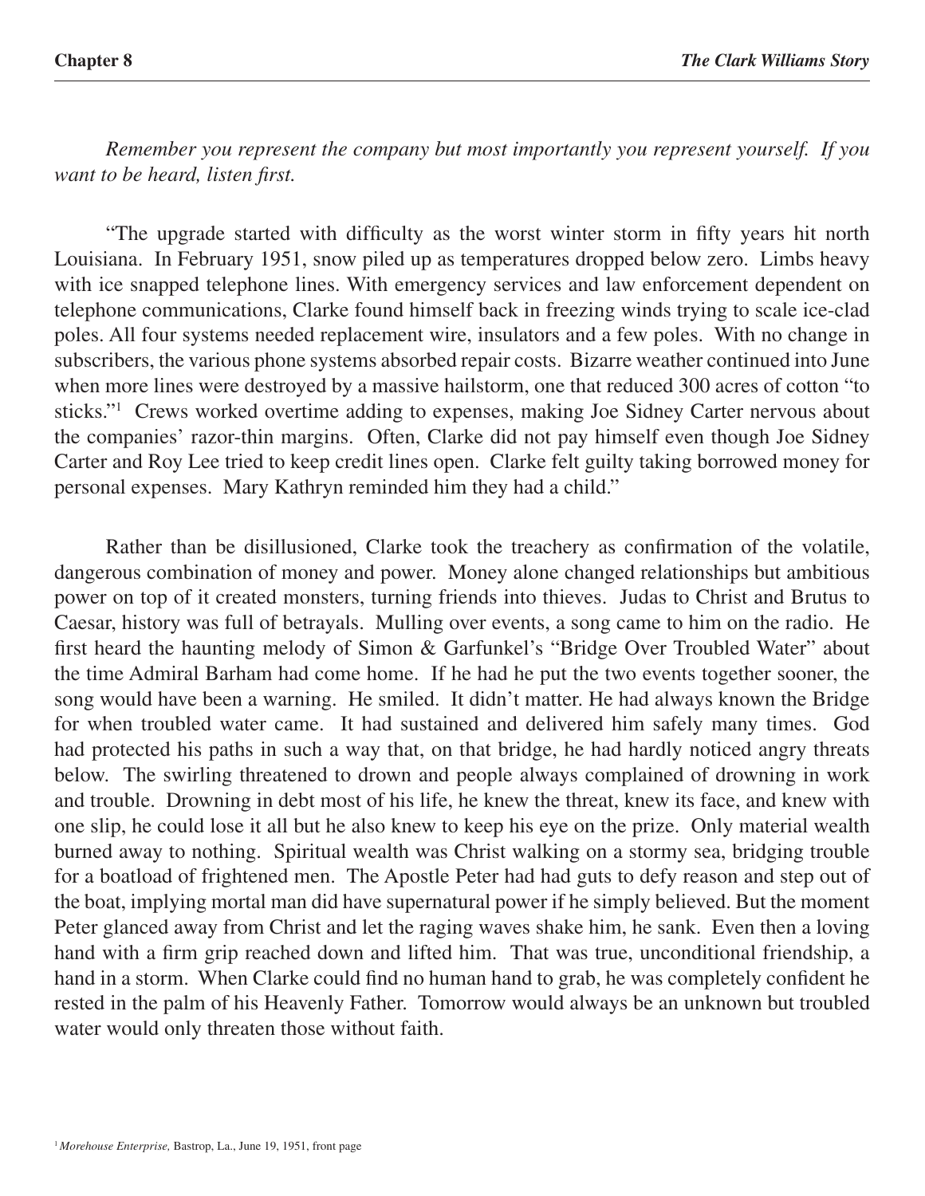*Remember you represent the company but most importantly you represent yourself. If you want to be heard, listen first.*

"The upgrade started with difficulty as the worst winter storm in fifty years hit north Louisiana. In February 1951, snow piled up as temperatures dropped below zero. Limbs heavy with ice snapped telephone lines. With emergency services and law enforcement dependent on telephone communications, Clarke found himself back in freezing winds trying to scale ice-clad poles. All four systems needed replacement wire, insulators and a few poles. With no change in subscribers, the various phone systems absorbed repair costs. Bizarre weather continued into June when more lines were destroyed by a massive hailstorm, one that reduced 300 acres of cotton "to sticks."[1] Crews worked overtime adding to expenses, making Joe Sidney Carter nervous about the companies' razor-thin margins. Often, Clarke did not pay himself even though Joe Sidney Carter and Roy Lee tried to keep credit lines open. Clarke felt guilty taking borrowed money for personal expenses. Mary Kathryn reminded him they had a child."

Rather than be disillusioned, Clarke took the treachery as confirmation of the volatile, dangerous combination of money and power. Money alone changed relationships but ambitious power on top of it created monsters, turning friends into thieves. Judas to Christ and Brutus to Caesar, history was full of betrayals. Mulling over events, a song came to him on the radio. He first heard the haunting melody of Simon & Garfunkel's "Bridge Over Troubled Water" about the time Admiral Barham had come home. If he had he put the two events together sooner, the song would have been a warning. He smiled. It didn't matter. He had always known the Bridge for when troubled water came. It had sustained and delivered him safely many times. God had protected his paths in such a way that, on that bridge, he had hardly noticed angry threats below. The swirling threatened to drown and people always complained of drowning in work and trouble. Drowning in debt most of his life, he knew the threat, knew its face, and knew with one slip, he could lose it all but he also knew to keep his eye on the prize. Only material wealth burned away to nothing. Spiritual wealth was Christ walking on a stormy sea, bridging trouble for a boatload of frightened men. The Apostle Peter had had guts to defy reason and step out of the boat, implying mortal man did have supernatural power if he simply believed. But the moment Peter glanced away from Christ and let the raging waves shake him, he sank. Even then a loving hand with a firm grip reached down and lifted him. That was true, unconditional friendship, a hand in a storm. When Clarke could find no human hand to grab, he was completely confident he rested in the palm of his Heavenly Father. Tomorrow would always be an unknown but troubled water would only threaten those without faith.

[1] *Morehouse Enterprise,* Bastrop, La., June 19, 1951, front page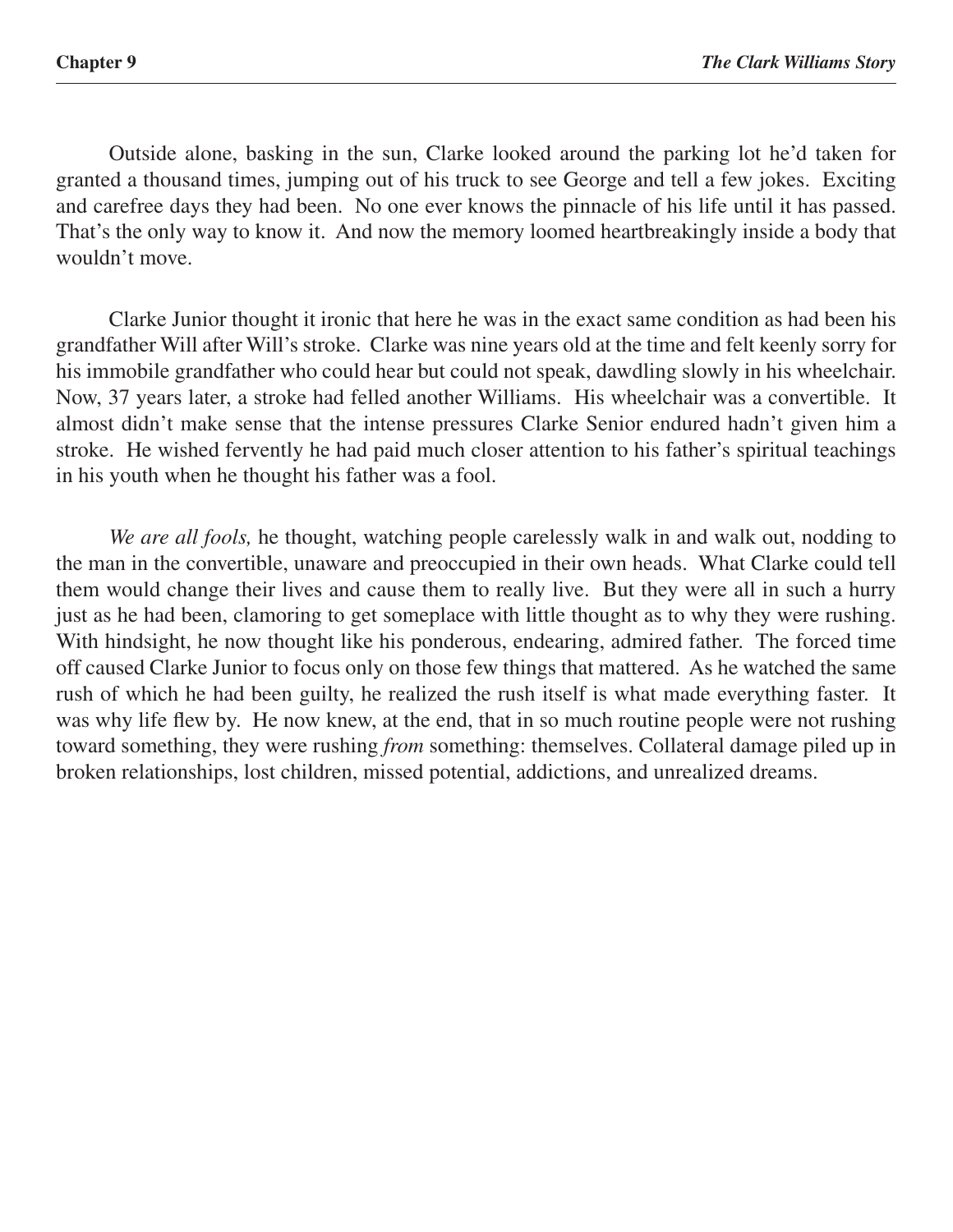Outside alone, basking in the sun, Clarke looked around the parking lot he'd taken for granted a thousand times, jumping out of his truck to see George and tell a few jokes. Exciting and carefree days they had been. No one ever knows the pinnacle of his life until it has passed. That's the only way to know it. And now the memory loomed heartbreakingly inside a body that wouldn't move.

Clarke Junior thought it ironic that here he was in the exact same condition as had been his grandfather Will after Will's stroke. Clarke was nine years old at the time and felt keenly sorry for his immobile grandfather who could hear but could not speak, dawdling slowly in his wheelchair. Now, 37 years later, a stroke had felled another Williams. His wheelchair was a convertible. It almost didn't make sense that the intense pressures Clarke Senior endured hadn't given him a stroke. He wished fervently he had paid much closer attention to his father's spiritual teachings in his youth when he thought his father was a fool.

*We are all fools,* he thought, watching people carelessly walk in and walk out, nodding to the man in the convertible, unaware and preoccupied in their own heads. What Clarke could tell them would change their lives and cause them to really live. But they were all in such a hurry just as he had been, clamoring to get someplace with little thought as to why they were rushing. With hindsight, he now thought like his ponderous, endearing, admired father. The forced time off caused Clarke Junior to focus only on those few things that mattered. As he watched the same rush of which he had been guilty, he realized the rush itself is what made everything faster. It was why life flew by. He now knew, at the end, that in so much routine people were not rushing toward something, they were rushing *from* something: themselves. Collateral damage piled up in broken relationships, lost children, missed potential, addictions, and unrealized dreams.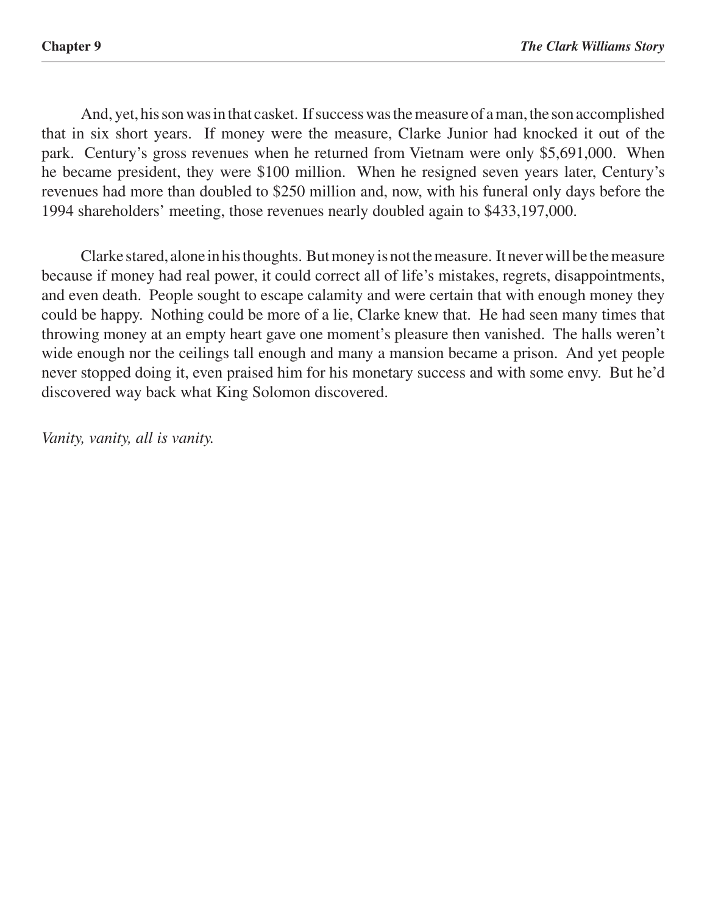And, yet, his son was in that casket. If success was the measure of a man, the son accomplished that in six short years. If money were the measure, Clarke Junior had knocked it out of the park. Century's gross revenues when he returned from Vietnam were only $5,691,000. When he became president, they were $100 million. When he resigned seven years later, Century's revenues had more than doubled to $250 million and, now, with his funeral only days before the 1994 shareholders' meeting, those revenues nearly doubled again to $433,197,000.

Clarke stared, alone in his thoughts. But money is not the measure. It never will be the measure because if money had real power, it could correct all of life's mistakes, regrets, disappointments, and even death. People sought to escape calamity and were certain that with enough money they could be happy. Nothing could be more of a lie, Clarke knew that. He had seen many times that throwing money at an empty heart gave one moment's pleasure then vanished. The halls weren't wide enough nor the ceilings tall enough and many a mansion became a prison. And yet people never stopped doing it, even praised him for his monetary success and with some envy. But he'd discovered way back what King Solomon discovered.

*Vanity, vanity, all is vanity.*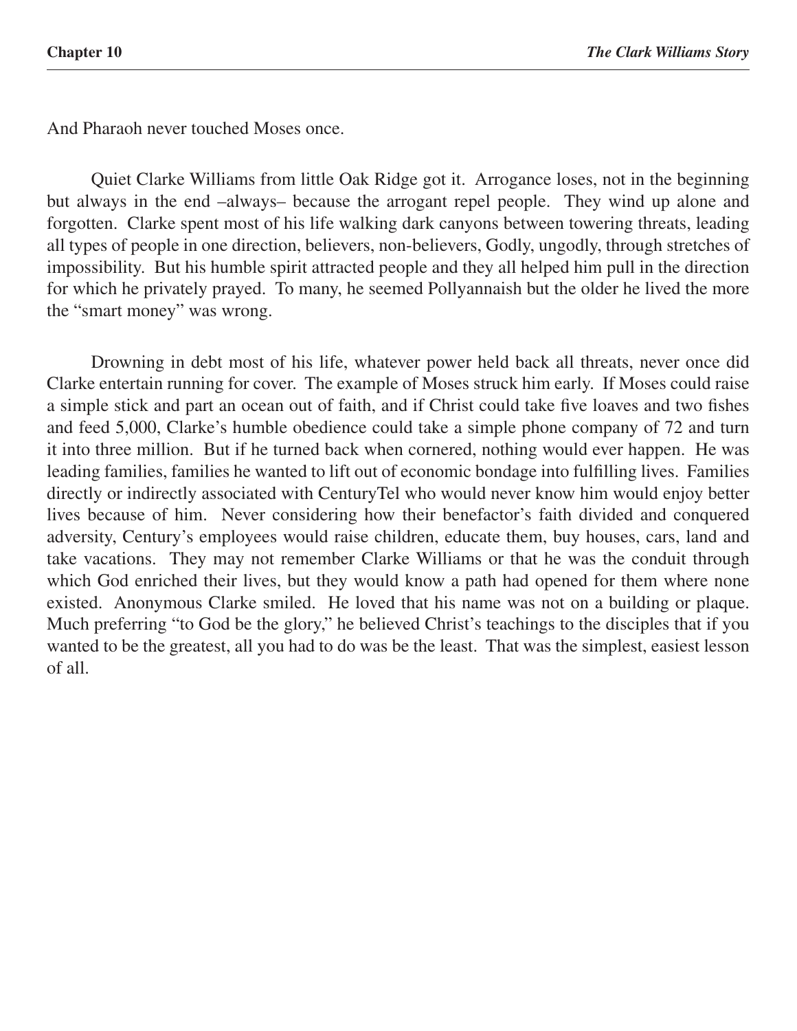And Pharaoh never touched Moses once.

Quiet Clarke Williams from little Oak Ridge got it. Arrogance loses, not in the beginning but always in the end –always– because the arrogant repel people. They wind up alone and forgotten. Clarke spent most of his life walking dark canyons between towering threats, leading all types of people in one direction, believers, non-believers, Godly, ungodly, through stretches of impossibility. But his humble spirit attracted people and they all helped him pull in the direction for which he privately prayed. To many, he seemed Pollyannaish but the older he lived the more the "smart money" was wrong.

Drowning in debt most of his life, whatever power held back all threats, never once did Clarke entertain running for cover. The example of Moses struck him early. If Moses could raise a simple stick and part an ocean out of faith, and if Christ could take five loaves and two fishes and feed 5,000, Clarke's humble obedience could take a simple phone company of 72 and turn it into three million. But if he turned back when cornered, nothing would ever happen. He was leading families, families he wanted to lift out of economic bondage into fulfilling lives. Families directly or indirectly associated with CenturyTel who would never know him would enjoy better lives because of him. Never considering how their benefactor's faith divided and conquered adversity, Century's employees would raise children, educate them, buy houses, cars, land and take vacations. They may not remember Clarke Williams or that he was the conduit through which God enriched their lives, but they would know a path had opened for them where none existed. Anonymous Clarke smiled. He loved that his name was not on a building or plaque. Much preferring "to God be the glory," he believed Christ's teachings to the disciples that if you wanted to be the greatest, all you had to do was be the least. That was the simplest, easiest lesson of all.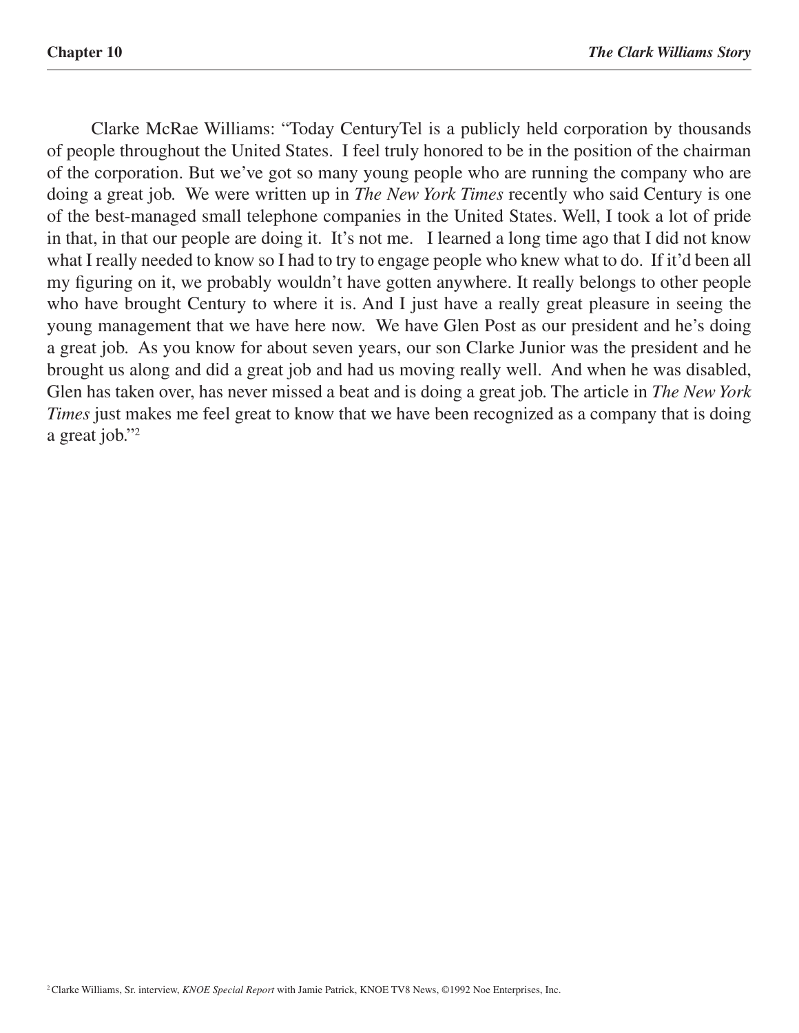Clarke McRae Williams: "Today CenturyTel is a publicly held corporation by thousands of people throughout the United States. I feel truly honored to be in the position of the chairman of the corporation. But we've got so many young people who are running the company who are doing a great job. We were written up in *The New York Times* recently who said Century is one of the best-managed small telephone companies in the United States. Well, I took a lot of pride in that, in that our people are doing it. It's not me. I learned a long time ago that I did not know what I really needed to know so I had to try to engage people who knew what to do. If it'd been all my figuring on it, we probably wouldn't have gotten anywhere. It really belongs to other people who have brought Century to where it is. And I just have a really great pleasure in seeing the young management that we have here now. We have Glen Post as our president and he's doing a great job. As you know for about seven years, our son Clarke Junior was the president and he brought us along and did a great job and had us moving really well. And when he was disabled, Glen has taken over, has never missed a beat and is doing a great job. The article in *The New York Times* just makes me feel great to know that we have been recognized as a company that is doing a great job."[2]

[2] Clarke Williams, Sr. interview, *KNOE Special Report* with Jamie Patrick, KNOE TV8 News, ©1992 Noe Enterprises, Inc.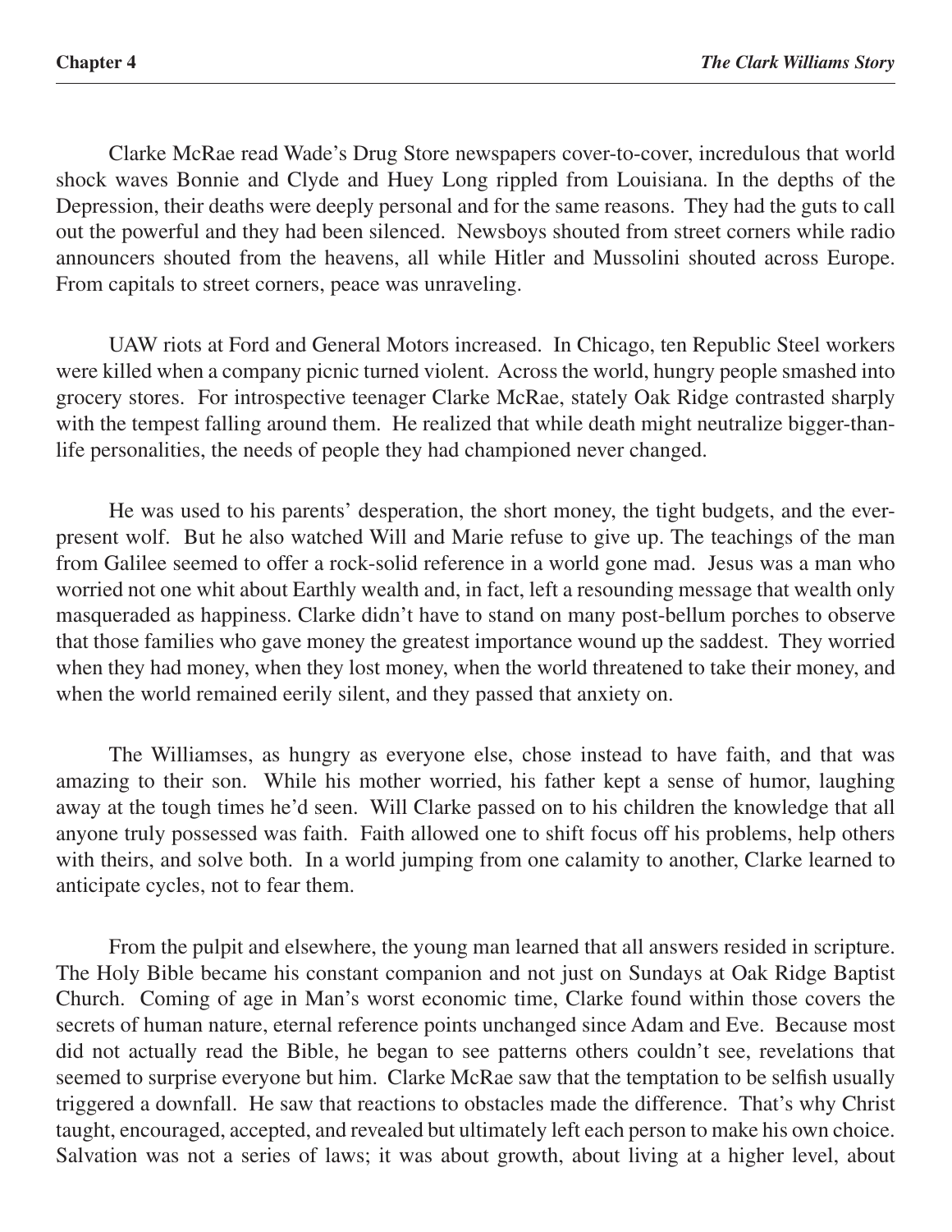Clarke McRae read Wade's Drug Store newspapers cover-to-cover, incredulous that world shock waves Bonnie and Clyde and Huey Long rippled from Louisiana. In the depths of the Depression, their deaths were deeply personal and for the same reasons. They had the guts to call out the powerful and they had been silenced. Newsboys shouted from street corners while radio announcers shouted from the heavens, all while Hitler and Mussolini shouted across Europe. From capitals to street corners, peace was unraveling.

UAW riots at Ford and General Motors increased. In Chicago, ten Republic Steel workers were killed when a company picnic turned violent. Across the world, hungry people smashed into grocery stores. For introspective teenager Clarke McRae, stately Oak Ridge contrasted sharply with the tempest falling around them. He realized that while death might neutralize bigger-than-life personalities, the needs of people they had championed never changed.

He was used to his parents' desperation, the short money, the tight budgets, and the ever-present wolf. But he also watched Will and Marie refuse to give up. The teachings of the man from Galilee seemed to offer a rock-solid reference in a world gone mad. Jesus was a man who worried not one whit about Earthly wealth and, in fact, left a resounding message that wealth only masqueraded as happiness. Clarke didn't have to stand on many post-bellum porches to observe that those families who gave money the greatest importance wound up the saddest. They worried when they had money, when they lost money, when the world threatened to take their money, and when the world remained eerily silent, and they passed that anxiety on.

The Williamses, as hungry as everyone else, chose instead to have faith, and that was amazing to their son. While his mother worried, his father kept a sense of humor, laughing away at the tough times he'd seen. Will Clarke passed on to his children the knowledge that all anyone truly possessed was faith. Faith allowed one to shift focus off his problems, help others with theirs, and solve both. In a world jumping from one calamity to another, Clarke learned to anticipate cycles, not to fear them.

From the pulpit and elsewhere, the young man learned that all answers resided in scripture. The Holy Bible became his constant companion and not just on Sundays at Oak Ridge Baptist Church. Coming of age in Man's worst economic time, Clarke found within those covers the secrets of human nature, eternal reference points unchanged since Adam and Eve. Because most did not actually read the Bible, he began to see patterns others couldn't see, revelations that seemed to surprise everyone but him. Clarke McRae saw that the temptation to be selfish usually triggered a downfall. He saw that reactions to obstacles made the difference. That's why Christ taught, encouraged, accepted, and revealed but ultimately left each person to make his own choice. Salvation was not a series of laws; it was about growth, about living at a higher level, about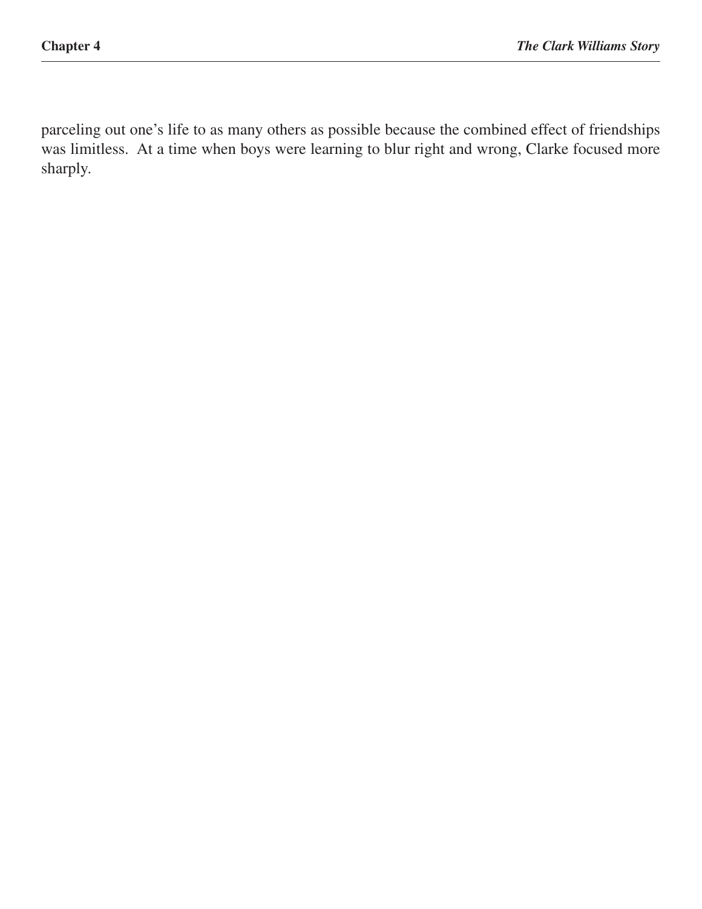parceling out one's life to as many others as possible because the combined effect of friendships was limitless. At a time when boys were learning to blur right and wrong, Clarke focused more sharply.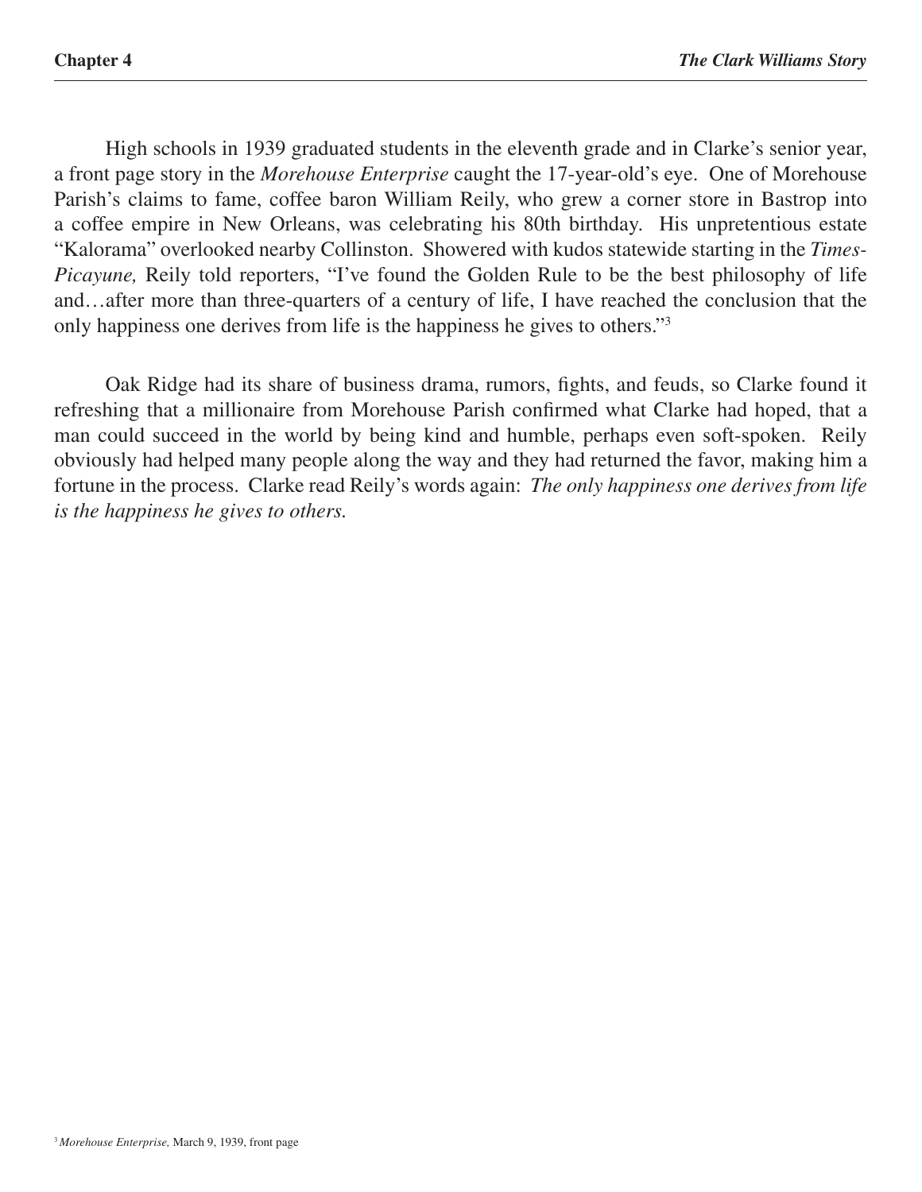High schools in 1939 graduated students in the eleventh grade and in Clarke's senior year, a front page story in the *Morehouse Enterprise* caught the 17-year-old's eye. One of Morehouse Parish's claims to fame, coffee baron William Reily, who grew a corner store in Bastrop into a coffee empire in New Orleans, was celebrating his 80th birthday. His unpretentious estate "Kalorama" overlooked nearby Collinston. Showered with kudos statewide starting in the *Times-Picayune,* Reily told reporters, "I've found the Golden Rule to be the best philosophy of life and…after more than three-quarters of a century of life, I have reached the conclusion that the only happiness one derives from life is the happiness he gives to others."[3]

Oak Ridge had its share of business drama, rumors, fights, and feuds, so Clarke found it refreshing that a millionaire from Morehouse Parish confirmed what Clarke had hoped, that a man could succeed in the world by being kind and humble, perhaps even soft-spoken. Reily obviously had helped many people along the way and they had returned the favor, making him a fortune in the process. Clarke read Reily's words again: *The only happiness one derives from life is the happiness he gives to others.*

[3] *Morehouse Enterprise,* March 9, 1939, front page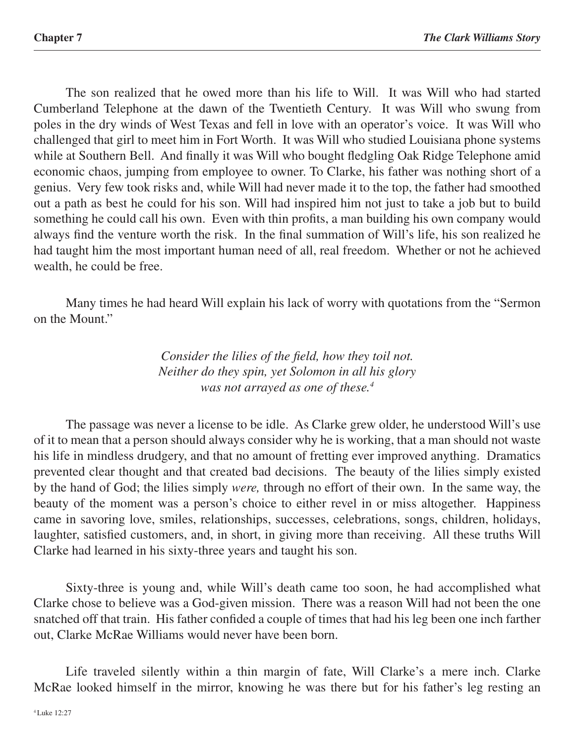The son realized that he owed more than his life to Will. It was Will who had started Cumberland Telephone at the dawn of the Twentieth Century. It was Will who swung from poles in the dry winds of West Texas and fell in love with an operator's voice. It was Will who challenged that girl to meet him in Fort Worth. It was Will who studied Louisiana phone systems while at Southern Bell. And finally it was Will who bought fledgling Oak Ridge Telephone amid economic chaos, jumping from employee to owner. To Clarke, his father was nothing short of a genius. Very few took risks and, while Will had never made it to the top, the father had smoothed out a path as best he could for his son. Will had inspired him not just to take a job but to build something he could call his own. Even with thin profits, a man building his own company would always find the venture worth the risk. In the final summation of Will's life, his son realized he had taught him the most important human need of all, real freedom. Whether or not he achieved wealth, he could be free.

Many times he had heard Will explain his lack of worry with quotations from the "Sermon on the Mount."

*Consider the lilies of the field, how they toil not.*
*Neither do they spin, yet Solomon in all his glory*
*was not arrayed as one of these.*[4]

The passage was never a license to be idle. As Clarke grew older, he understood Will's use of it to mean that a person should always consider why he is working, that a man should not waste his life in mindless drudgery, and that no amount of fretting ever improved anything. Dramatics prevented clear thought and that created bad decisions. The beauty of the lilies simply existed by the hand of God; the lilies simply *were,* through no effort of their own. In the same way, the beauty of the moment was a person's choice to either revel in or miss altogether. Happiness came in savoring love, smiles, relationships, successes, celebrations, songs, children, holidays, laughter, satisfied customers, and, in short, in giving more than receiving. All these truths Will Clarke had learned in his sixty-three years and taught his son.

Sixty-three is young and, while Will's death came too soon, he had accomplished what Clarke chose to believe was a God-given mission. There was a reason Will had not been the one snatched off that train. His father confided a couple of times that had his leg been one inch farther out, Clarke McRae Williams would never have been born.

Life traveled silently within a thin margin of fate, Will Clarke's a mere inch. Clarke McRae looked himself in the mirror, knowing he was there but for his father's leg resting an

[4] Luke 12:27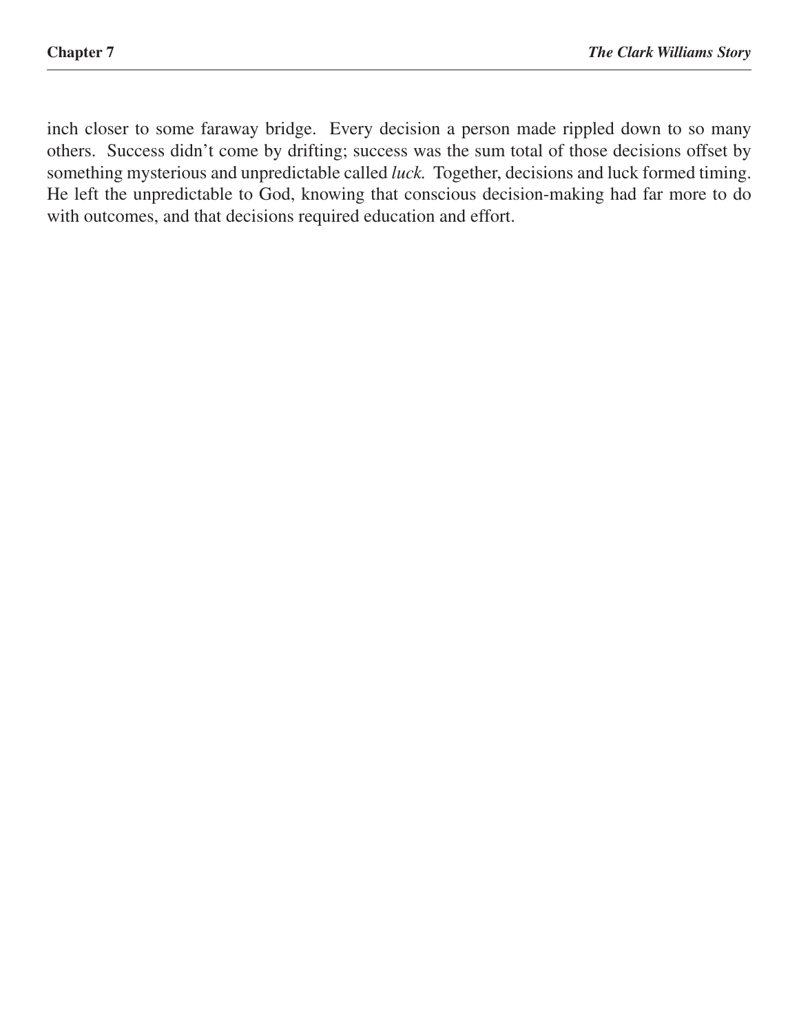inch closer to some faraway bridge. Every decision a person made rippled down to so many others. Success didn't come by drifting; success was the sum total of those decisions offset by something mysterious and unpredictable called *luck*. Together, decisions and luck formed timing. He left the unpredictable to God, knowing that conscious decision-making had far more to do with outcomes, and that decisions required education and effort.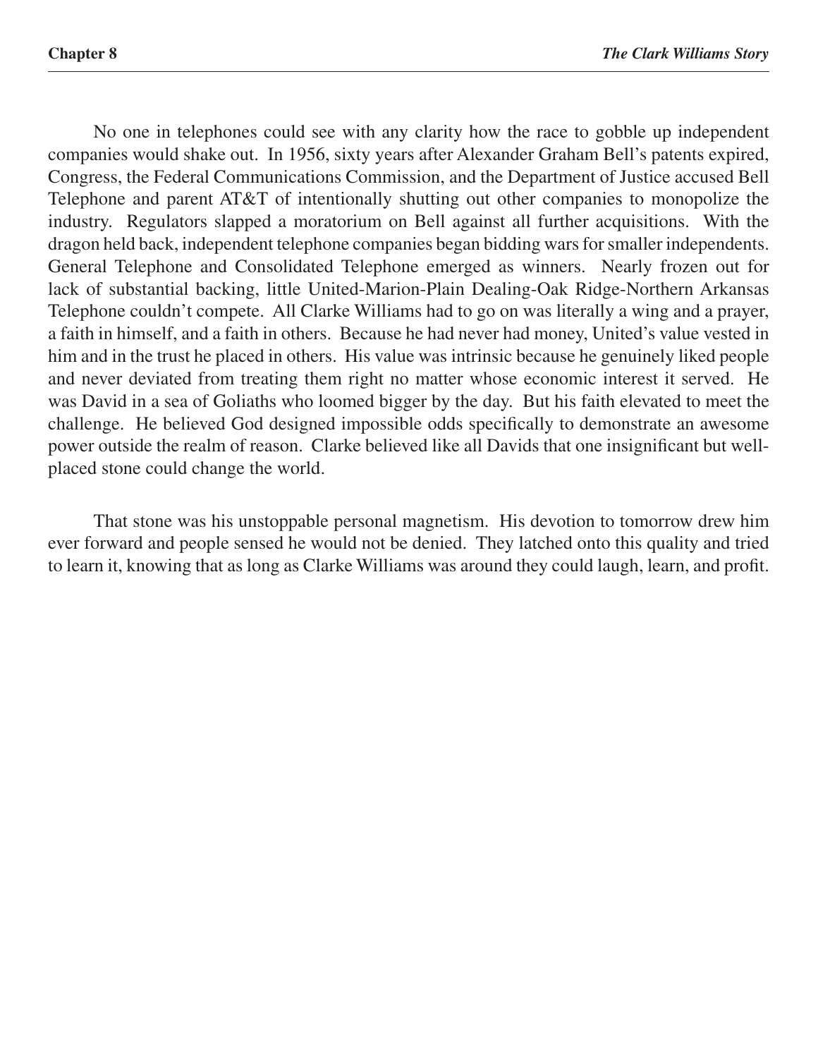No one in telephones could see with any clarity how the race to gobble up independent companies would shake out. In 1956, sixty years after Alexander Graham Bell's patents expired, Congress, the Federal Communications Commission, and the Department of Justice accused Bell Telephone and parent AT&T of intentionally shutting out other companies to monopolize the industry. Regulators slapped a moratorium on Bell against all further acquisitions. With the dragon held back, independent telephone companies began bidding wars for smaller independents. General Telephone and Consolidated Telephone emerged as winners. Nearly frozen out for lack of substantial backing, little United-Marion-Plain Dealing-Oak Ridge-Northern Arkansas Telephone couldn't compete. All Clarke Williams had to go on was literally a wing and a prayer, a faith in himself, and a faith in others. Because he had never had money, United's value vested in him and in the trust he placed in others. His value was intrinsic because he genuinely liked people and never deviated from treating them right no matter whose economic interest it served. He was David in a sea of Goliaths who loomed bigger by the day. But his faith elevated to meet the challenge. He believed God designed impossible odds specifically to demonstrate an awesome power outside the realm of reason. Clarke believed like all Davids that one insignificant but well-placed stone could change the world.

That stone was his unstoppable personal magnetism. His devotion to tomorrow drew him ever forward and people sensed he would not be denied. They latched onto this quality and tried to learn it, knowing that as long as Clarke Williams was around they could laugh, learn, and profit.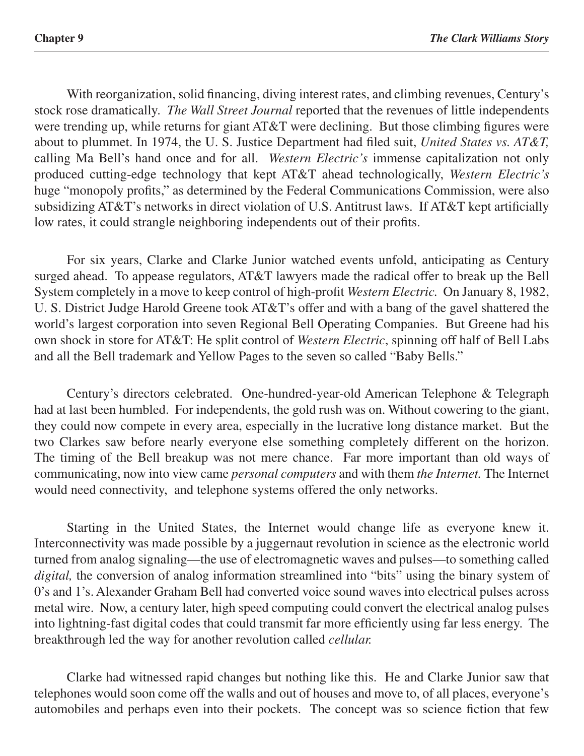With reorganization, solid financing, diving interest rates, and climbing revenues, Century's stock rose dramatically. *The Wall Street Journal* reported that the revenues of little independents were trending up, while returns for giant AT&T were declining. But those climbing figures were about to plummet. In 1974, the U. S. Justice Department had filed suit, *United States vs. AT&T,* calling Ma Bell's hand once and for all. *Western Electric's* immense capitalization not only produced cutting-edge technology that kept AT&T ahead technologically, *Western Electric's* huge "monopoly profits," as determined by the Federal Communications Commission, were also subsidizing AT&T's networks in direct violation of U.S. Antitrust laws. If AT&T kept artificially low rates, it could strangle neighboring independents out of their profits.

For six years, Clarke and Clarke Junior watched events unfold, anticipating as Century surged ahead. To appease regulators, AT&T lawyers made the radical offer to break up the Bell System completely in a move to keep control of high-profit *Western Electric.* On January 8, 1982, U. S. District Judge Harold Greene took AT&T's offer and with a bang of the gavel shattered the world's largest corporation into seven Regional Bell Operating Companies. But Greene had his own shock in store for AT&T: He split control of *Western Electric*, spinning off half of Bell Labs and all the Bell trademark and Yellow Pages to the seven so called "Baby Bells."

Century's directors celebrated. One-hundred-year-old American Telephone & Telegraph had at last been humbled. For independents, the gold rush was on. Without cowering to the giant, they could now compete in every area, especially in the lucrative long distance market. But the two Clarkes saw before nearly everyone else something completely different on the horizon. The timing of the Bell breakup was not mere chance. Far more important than old ways of communicating, now into view came *personal computers* and with them *the Internet.* The Internet would need connectivity, and telephone systems offered the only networks.

Starting in the United States, the Internet would change life as everyone knew it. Interconnectivity was made possible by a juggernaut revolution in science as the electronic world turned from analog signaling—the use of electromagnetic waves and pulses—to something called *digital,* the conversion of analog information streamlined into "bits" using the binary system of 0's and 1's. Alexander Graham Bell had converted voice sound waves into electrical pulses across metal wire. Now, a century later, high speed computing could convert the electrical analog pulses into lightning-fast digital codes that could transmit far more efficiently using far less energy. The breakthrough led the way for another revolution called *cellular.*

Clarke had witnessed rapid changes but nothing like this. He and Clarke Junior saw that telephones would soon come off the walls and out of houses and move to, of all places, everyone's automobiles and perhaps even into their pockets. The concept was so science fiction that few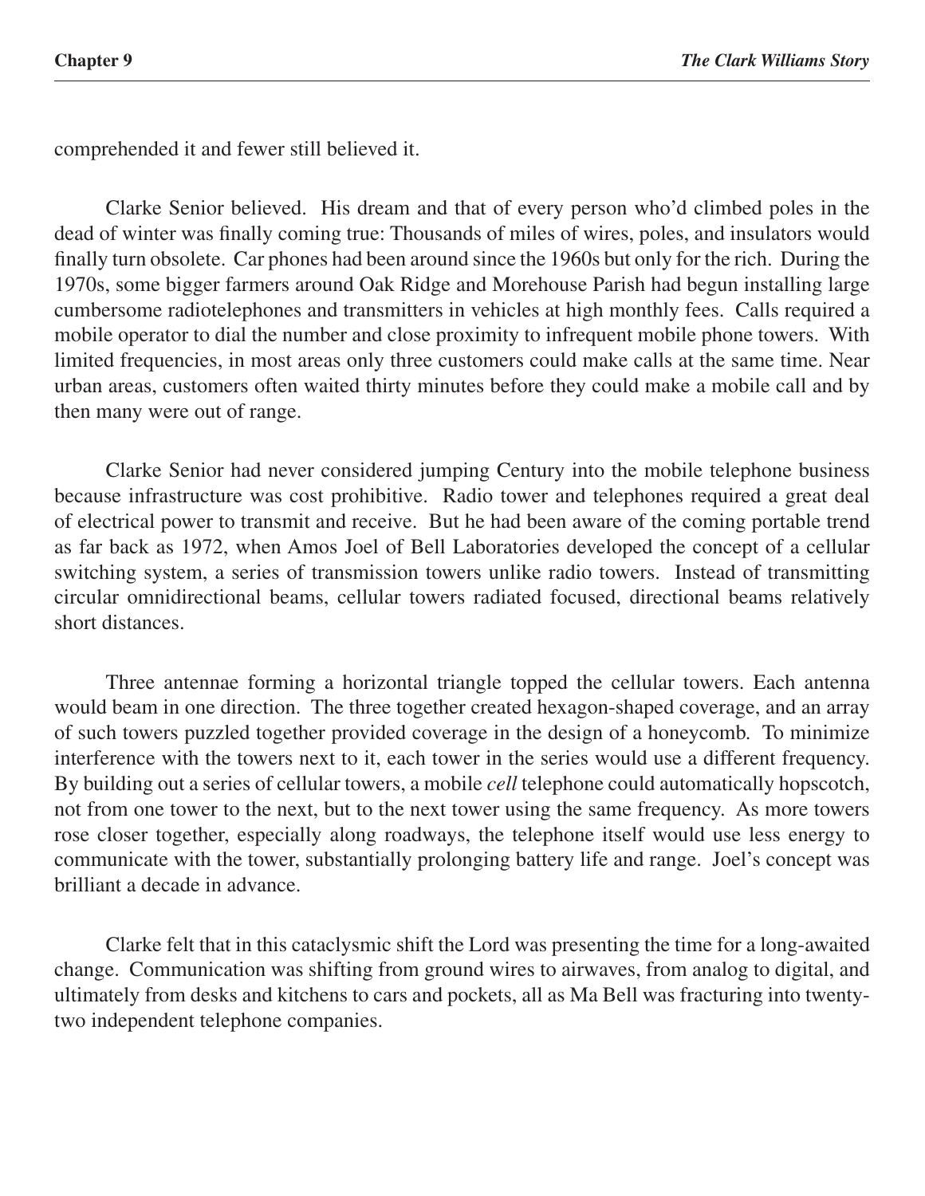comprehended it and fewer still believed it.

Clarke Senior believed. His dream and that of every person who'd climbed poles in the dead of winter was finally coming true: Thousands of miles of wires, poles, and insulators would finally turn obsolete. Car phones had been around since the 1960s but only for the rich. During the 1970s, some bigger farmers around Oak Ridge and Morehouse Parish had begun installing large cumbersome radiotelephones and transmitters in vehicles at high monthly fees. Calls required a mobile operator to dial the number and close proximity to infrequent mobile phone towers. With limited frequencies, in most areas only three customers could make calls at the same time. Near urban areas, customers often waited thirty minutes before they could make a mobile call and by then many were out of range.

Clarke Senior had never considered jumping Century into the mobile telephone business because infrastructure was cost prohibitive. Radio tower and telephones required a great deal of electrical power to transmit and receive. But he had been aware of the coming portable trend as far back as 1972, when Amos Joel of Bell Laboratories developed the concept of a cellular switching system, a series of transmission towers unlike radio towers. Instead of transmitting circular omnidirectional beams, cellular towers radiated focused, directional beams relatively short distances.

Three antennae forming a horizontal triangle topped the cellular towers. Each antenna would beam in one direction. The three together created hexagon-shaped coverage, and an array of such towers puzzled together provided coverage in the design of a honeycomb. To minimize interference with the towers next to it, each tower in the series would use a different frequency. By building out a series of cellular towers, a mobile *cell* telephone could automatically hopscotch, not from one tower to the next, but to the next tower using the same frequency. As more towers rose closer together, especially along roadways, the telephone itself would use less energy to communicate with the tower, substantially prolonging battery life and range. Joel's concept was brilliant a decade in advance.

Clarke felt that in this cataclysmic shift the Lord was presenting the time for a long-awaited change. Communication was shifting from ground wires to airwaves, from analog to digital, and ultimately from desks and kitchens to cars and pockets, all as Ma Bell was fracturing into twenty-two independent telephone companies.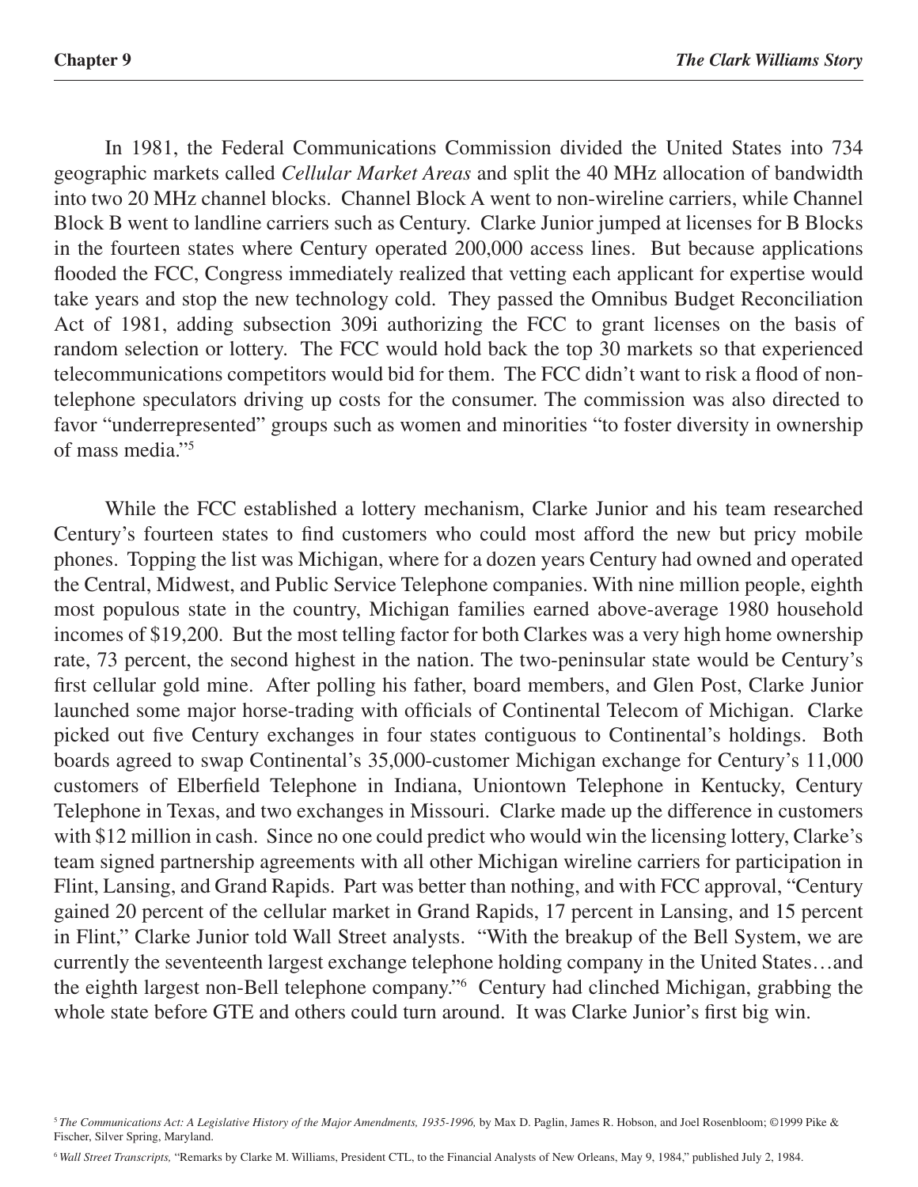In 1981, the Federal Communications Commission divided the United States into 734 geographic markets called *Cellular Market Areas* and split the 40 MHz allocation of bandwidth into two 20 MHz channel blocks. Channel Block A went to non-wireline carriers, while Channel Block B went to landline carriers such as Century. Clarke Junior jumped at licenses for B Blocks in the fourteen states where Century operated 200,000 access lines. But because applications flooded the FCC, Congress immediately realized that vetting each applicant for expertise would take years and stop the new technology cold. They passed the Omnibus Budget Reconciliation Act of 1981, adding subsection 309i authorizing the FCC to grant licenses on the basis of random selection or lottery. The FCC would hold back the top 30 markets so that experienced telecommunications competitors would bid for them. The FCC didn't want to risk a flood of non-telephone speculators driving up costs for the consumer. The commission was also directed to favor "underrepresented" groups such as women and minorities "to foster diversity in ownership of mass media."[5]

While the FCC established a lottery mechanism, Clarke Junior and his team researched Century's fourteen states to find customers who could most afford the new but pricy mobile phones. Topping the list was Michigan, where for a dozen years Century had owned and operated the Central, Midwest, and Public Service Telephone companies. With nine million people, eighth most populous state in the country, Michigan families earned above-average 1980 household incomes of $19,200. But the most telling factor for both Clarkes was a very high home ownership rate, 73 percent, the second highest in the nation. The two-peninsular state would be Century's first cellular gold mine. After polling his father, board members, and Glen Post, Clarke Junior launched some major horse-trading with officials of Continental Telecom of Michigan. Clarke picked out five Century exchanges in four states contiguous to Continental's holdings. Both boards agreed to swap Continental's 35,000-customer Michigan exchange for Century's 11,000 customers of Elberfield Telephone in Indiana, Uniontown Telephone in Kentucky, Century Telephone in Texas, and two exchanges in Missouri. Clarke made up the difference in customers with $12 million in cash. Since no one could predict who would win the licensing lottery, Clarke's team signed partnership agreements with all other Michigan wireline carriers for participation in Flint, Lansing, and Grand Rapids. Part was better than nothing, and with FCC approval, "Century gained 20 percent of the cellular market in Grand Rapids, 17 percent in Lansing, and 15 percent in Flint," Clarke Junior told Wall Street analysts. "With the breakup of the Bell System, we are currently the seventeenth largest exchange telephone holding company in the United States…and the eighth largest non-Bell telephone company."[6] Century had clinched Michigan, grabbing the whole state before GTE and others could turn around. It was Clarke Junior's first big win.

[5] *The Communications Act: A Legislative History of the Major Amendments, 1935-1996,* by Max D. Paglin, James R. Hobson, and Joel Rosenbloom; ©1999 Pike & Fischer, Silver Spring, Maryland.

[6] *Wall Street Transcripts,* "Remarks by Clarke M. Williams, President CTL, to the Financial Analysts of New Orleans, May 9, 1984," published July 2, 1984.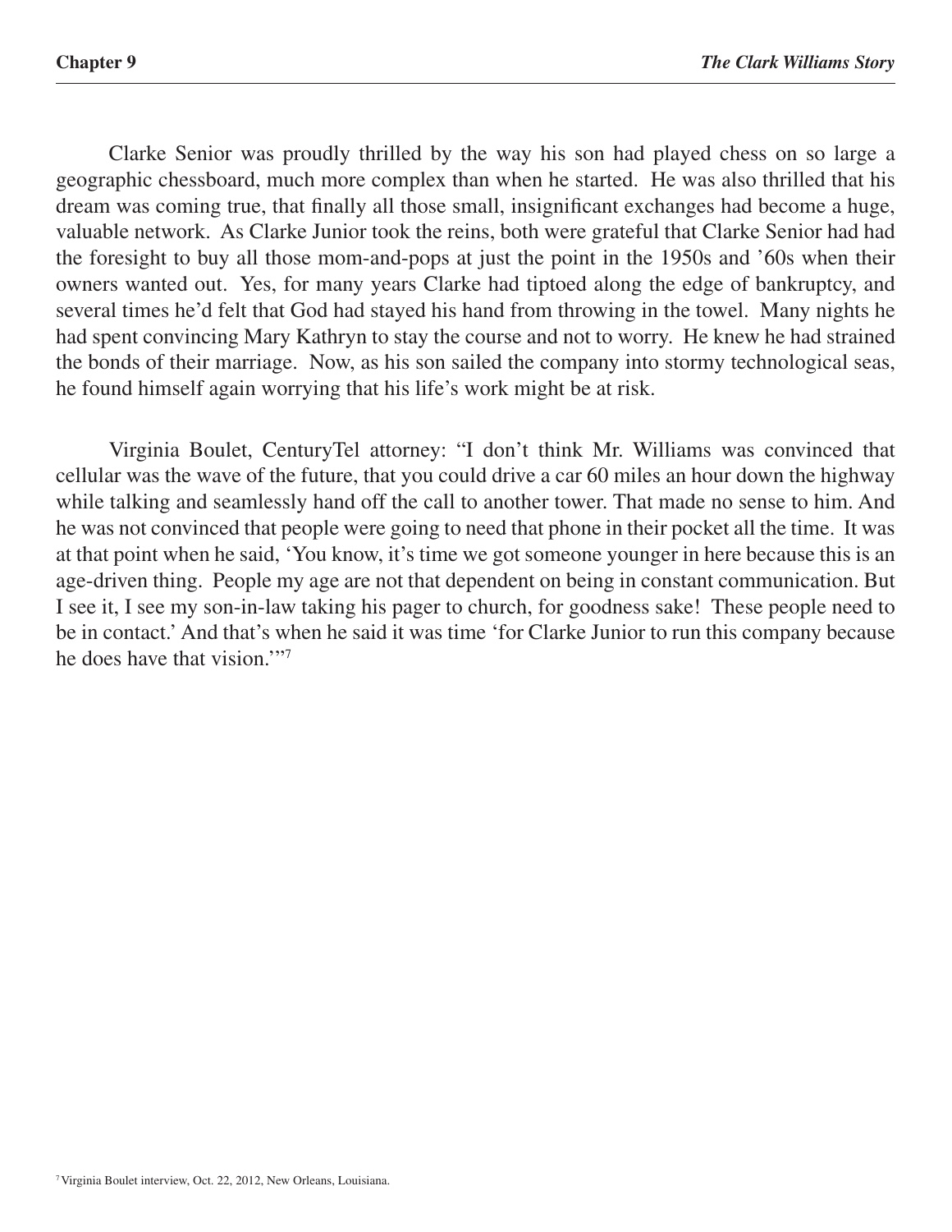Clarke Senior was proudly thrilled by the way his son had played chess on so large a geographic chessboard, much more complex than when he started. He was also thrilled that his dream was coming true, that finally all those small, insignificant exchanges had become a huge, valuable network. As Clarke Junior took the reins, both were grateful that Clarke Senior had had the foresight to buy all those mom-and-pops at just the point in the 1950s and '60s when their owners wanted out. Yes, for many years Clarke had tiptoed along the edge of bankruptcy, and several times he'd felt that God had stayed his hand from throwing in the towel. Many nights he had spent convincing Mary Kathryn to stay the course and not to worry. He knew he had strained the bonds of their marriage. Now, as his son sailed the company into stormy technological seas, he found himself again worrying that his life's work might be at risk.

Virginia Boulet, CenturyTel attorney: "I don't think Mr. Williams was convinced that cellular was the wave of the future, that you could drive a car 60 miles an hour down the highway while talking and seamlessly hand off the call to another tower. That made no sense to him. And he was not convinced that people were going to need that phone in their pocket all the time. It was at that point when he said, 'You know, it's time we got someone younger in here because this is an age-driven thing. People my age are not that dependent on being in constant communication. But I see it, I see my son-in-law taking his pager to church, for goodness sake! These people need to be in contact.' And that's when he said it was time 'for Clarke Junior to run this company because he does have that vision.'"[7]

[7] Virginia Boulet interview, Oct. 22, 2012, New Orleans, Louisiana.